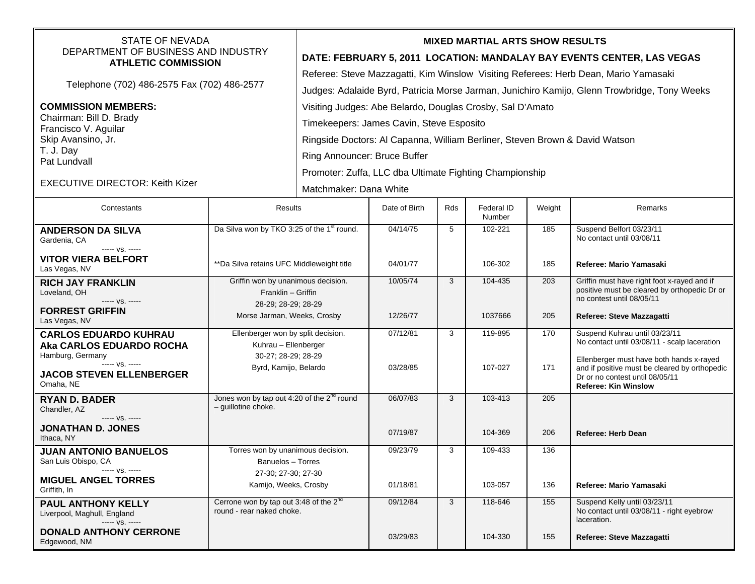STATE OF NEVADA
DEPARTMENT OF BUSINESS AND INDUSTRY
**ATHLETIC COMMISSION**

Telephone (702) 486-2575 Fax (702) 486-2577

**COMMISSION MEMBERS:**
Chairman: Bill D. Brady
Francisco V. Aguilar
Skip Avansino, Jr.
T. J. Day
Pat Lundvall

EXECUTIVE DIRECTOR: Keith Kizer

**MIXED MARTIAL ARTS SHOW RESULTS**

**DATE: FEBRUARY 5, 2011 LOCATION: MANDALAY BAY EVENTS CENTER, LAS VEGAS**

Referee: Steve Mazzagatti, Kim Winslow Visiting Referees: Herb Dean, Mario Yamasaki

Judges: Adalaide Byrd, Patricia Morse Jarman, Junichiro Kamijo, Glenn Trowbridge, Tony Weeks

Visiting Judges: Abe Belardo, Douglas Crosby, Sal D'Amato

Timekeepers: James Cavin, Steve Esposito

Ringside Doctors: Al Capanna, William Berliner, Steven Brown & David Watson

Ring Announcer: Bruce Buffer

Promoter: Zuffa, LLC dba Ultimate Fighting Championship

Matchmaker: Dana White

| Contestants | Results | Date of Birth | Rds | Federal ID Number | Weight | Remarks |
|---|---|---|---|---|---|---|
| **ANDERSON DA SILVA**<br>Gardenia, CA<br>----- vs. -----<br>**VITOR VIERA BELFORT**<br>Las Vegas, NV | Da Silva won by TKO 3:25 of the 1st round.<br><br>**Da Silva retains UFC Middleweight title | 04/14/75<br><br>04/01/77 | 5 | 102-221<br><br>106-302 | 185<br><br>185 | Suspend Belfort 03/23/11<br>No contact until 03/08/11<br><br>**Referee: Mario Yamasaki** |
| **RICH JAY FRANKLIN**<br>Loveland, OH<br>----- vs. -----<br>**FORREST GRIFFIN**<br>Las Vegas, NV | Griffin won by unanimous decision.<br>Franklin – Griffin<br>28-29; 28-29; 28-29<br>Morse Jarman, Weeks, Crosby | 10/05/74<br><br>12/26/77 | 3 | 104-435<br><br>1037666 | 203<br><br>205 | Griffin must have right foot x-rayed and if positive must be cleared by orthopedic Dr or no contest until 08/05/11<br><br>**Referee: Steve Mazzagatti** |
| **CARLOS EDUARDO KUHRAU**<br>**Aka CARLOS EDUARDO ROCHA**<br>Hamburg, Germany<br>----- vs. -----<br>**JACOB STEVEN ELLENBERGER**<br>Omaha, NE | Ellenberger won by split decision.<br>Kuhrau – Ellenberger<br>30-27; 28-29; 28-29<br>Byrd, Kamijo, Belardo | 07/12/81<br><br>03/28/85 | 3 | 119-895<br><br>107-027 | 170<br><br>171 | Suspend Kuhrau until 03/23/11<br>No contact until 03/08/11 - scalp laceration<br><br>Ellenberger must have both hands x-rayed and if positive must be cleared by orthopedic Dr or no contest until 08/05/11<br>**Referee: Kin Winslow** |
| **RYAN D. BADER**<br>Chandler, AZ<br>----- vs. -----<br>**JONATHAN D. JONES**<br>Ithaca, NY | Jones won by tap out 4:20 of the 2nd round – guillotine choke. | 06/07/83<br><br>07/19/87 | 3 | 103-413<br><br>104-369 | 205<br><br>206 | **Referee: Herb Dean** |
| **JUAN ANTONIO BANUELOS**<br>San Luis Obispo, CA<br>----- vs. -----<br>**MIGUEL ANGEL TORRES**<br>Griffith, In | Torres won by unanimous decision.<br>Banuelos – Torres<br>27-30; 27-30; 27-30<br>Kamijo, Weeks, Crosby | 09/23/79<br><br>01/18/81 | 3 | 109-433<br><br>103-057 | 136<br><br>136 | **Referee: Mario Yamasaki** |
| **PAUL ANTHONY KELLY**<br>Liverpool, Maghull, England<br>----- vs. -----<br>**DONALD ANTHONY CERRONE**<br>Edgewood, NM | Cerrone won by tap out 3:48 of the 2nd round - rear naked choke. | 09/12/84<br><br>03/29/83 | 3 | 118-646<br><br>104-330 | 155<br><br>155 | Suspend Kelly until 03/23/11<br>No contact until 03/08/11 - right eyebrow laceration.<br><br>**Referee: Steve Mazzagatti** |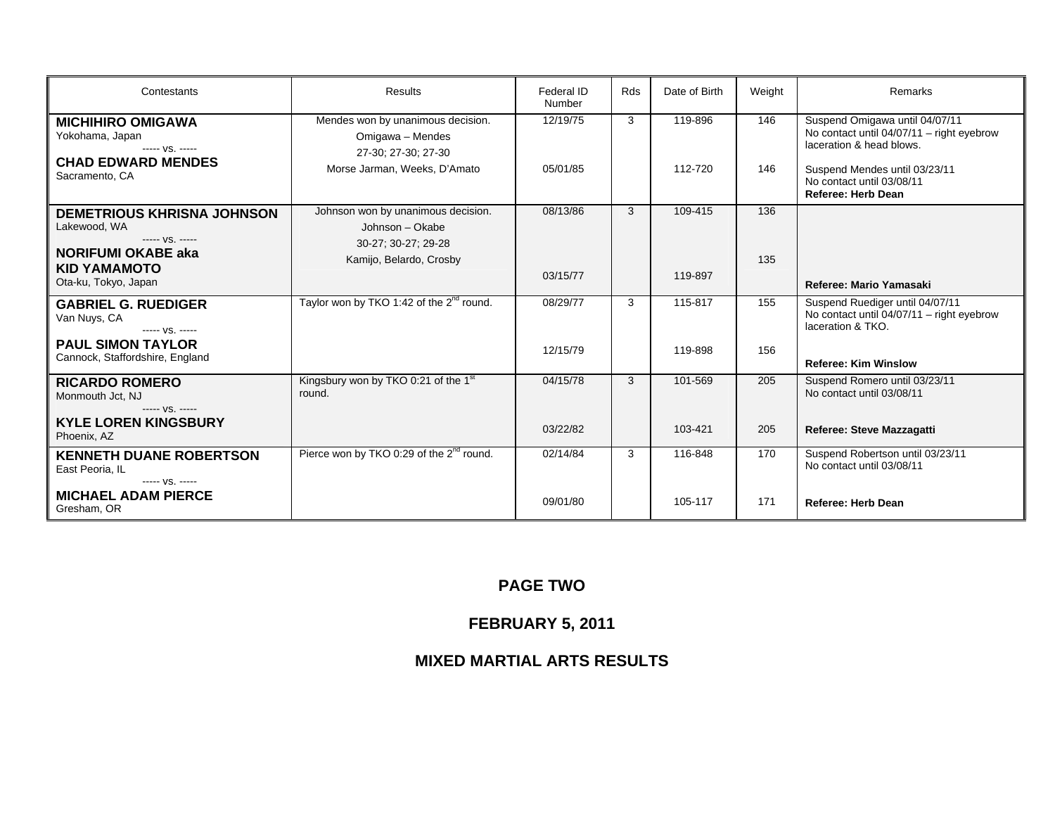| Contestants | Results | Federal ID Number | Rds | Date of Birth | Weight | Remarks |
|---|---|---|---|---|---|---|
| **MICHIHIRO OMIGAWA**<br>Yokohama, Japan<br>----- vs. -----<br>**CHAD EDWARD MENDES**<br>Sacramento, CA | Mendes won by unanimous decision.<br>Omigawa – Mendes<br>27-30; 27-30; 27-30<br>Morse Jarman, Weeks, D'Amato | 12/19/75<br><br>05/01/85 | 3 | 119-896<br><br>112-720 | 146<br><br>146 | Suspend Omigawa until 04/07/11<br>No contact until 04/07/11 – right eyebrow laceration & head blows.<br><br>Suspend Mendes until 03/23/11<br>No contact until 03/08/11<br>**Referee: Herb Dean** |
| **DEMETRIOUS KHRISNA JOHNSON**<br>Lakewood, WA<br>----- vs. -----<br>**NORIFUMI OKABE aka KID YAMAMOTO**<br>Ota-ku, Tokyo, Japan | Johnson won by unanimous decision.<br>Johnson – Okabe<br>30-27; 30-27; 29-28<br>Kamijo, Belardo, Crosby | 08/13/86<br><br>03/15/77 | 3 | 109-415<br><br>119-897 | 136<br><br>135 | **Referee: Mario Yamasaki** |
| **GABRIEL G. RUEDIGER**<br>Van Nuys, CA<br>----- vs. -----<br>**PAUL SIMON TAYLOR**<br>Cannock, Staffordshire, England | Taylor won by TKO 1:42 of the 2nd round. | 08/29/77<br><br>12/15/79 | 3 | 115-817<br><br>119-898 | 155<br><br>156 | Suspend Ruediger until 04/07/11<br>No contact until 04/07/11 – right eyebrow laceration & TKO.<br><br>**Referee: Kim Winslow** |
| **RICARDO ROMERO**<br>Monmouth Jct, NJ<br>----- vs. -----<br>**KYLE LOREN KINGSBURY**<br>Phoenix, AZ | Kingsbury won by TKO 0:21 of the 1st round. | 04/15/78<br><br>03/22/82 | 3 | 101-569<br><br>103-421 | 205<br><br>205 | Suspend Romero until 03/23/11<br>No contact until 03/08/11<br><br>**Referee: Steve Mazzagatti** |
| **KENNETH DUANE ROBERTSON**<br>East Peoria, IL<br>----- vs. -----<br>**MICHAEL ADAM PIERCE**<br>Gresham, OR | Pierce won by TKO 0:29 of the 2nd round. | 02/14/84<br><br>09/01/80 | 3 | 116-848<br><br>105-117 | 170<br><br>171 | Suspend Robertson until 03/23/11<br>No contact until 03/08/11<br><br>**Referee: Herb Dean** |

**PAGE TWO**

**FEBRUARY 5, 2011**

**MIXED MARTIAL ARTS RESULTS**